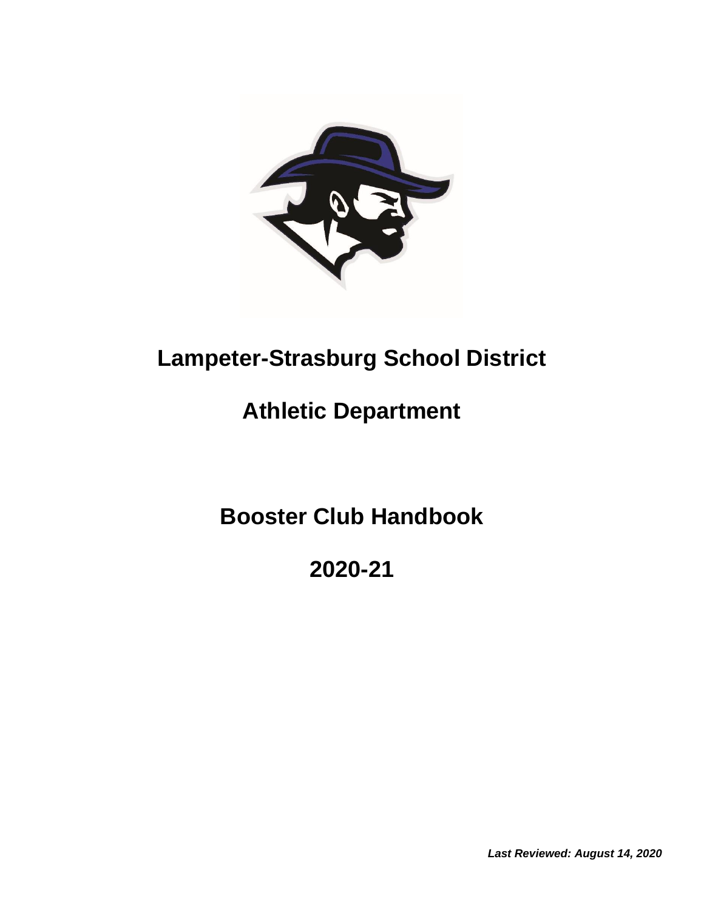# Lampeter-Strasburg School District

## Athletic Department

## Booster Club Handbook

## 2020-21

***Last Reviewed: August 14, 2020***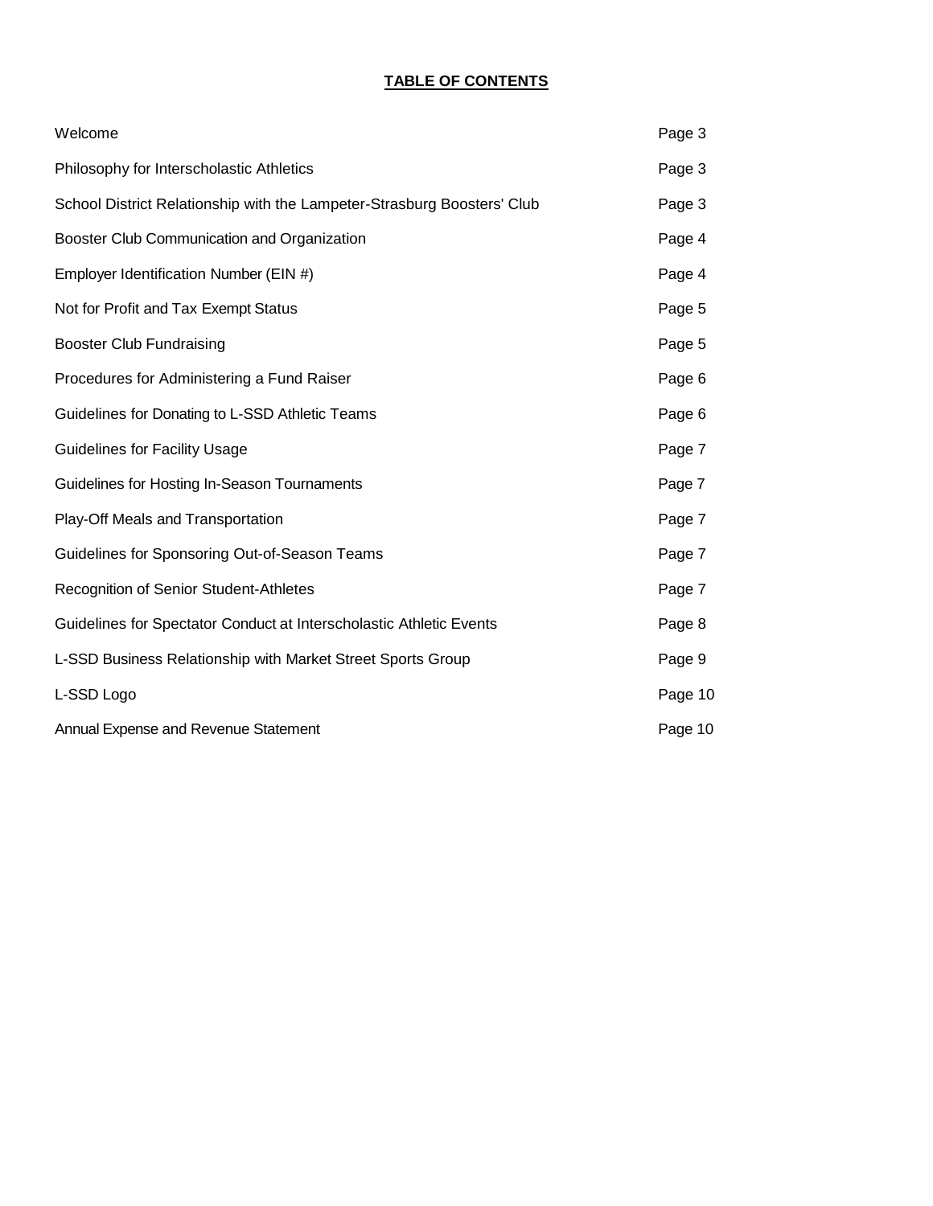**TABLE OF CONTENTS**

| | |
|---|---|
| Welcome | Page 3 |
| Philosophy for Interscholastic Athletics | Page 3 |
| School District Relationship with the Lampeter-Strasburg Boosters' Club | Page 3 |
| Booster Club Communication and Organization | Page 4 |
| Employer Identification Number (EIN #) | Page 4 |
| Not for Profit and Tax Exempt Status | Page 5 |
| Booster Club Fundraising | Page 5 |
| Procedures for Administering a Fund Raiser | Page 6 |
| Guidelines for Donating to L-SSD Athletic Teams | Page 6 |
| Guidelines for Facility Usage | Page 7 |
| Guidelines for Hosting In-Season Tournaments | Page 7 |
| Play-Off Meals and Transportation | Page 7 |
| Guidelines for Sponsoring Out-of-Season Teams | Page 7 |
| Recognition of Senior Student-Athletes | Page 7 |
| Guidelines for Spectator Conduct at Interscholastic Athletic Events | Page 8 |
| L-SSD Business Relationship with Market Street Sports Group | Page 9 |
| L-SSD Logo | Page 10 |
| Annual Expense and Revenue Statement | Page 10 |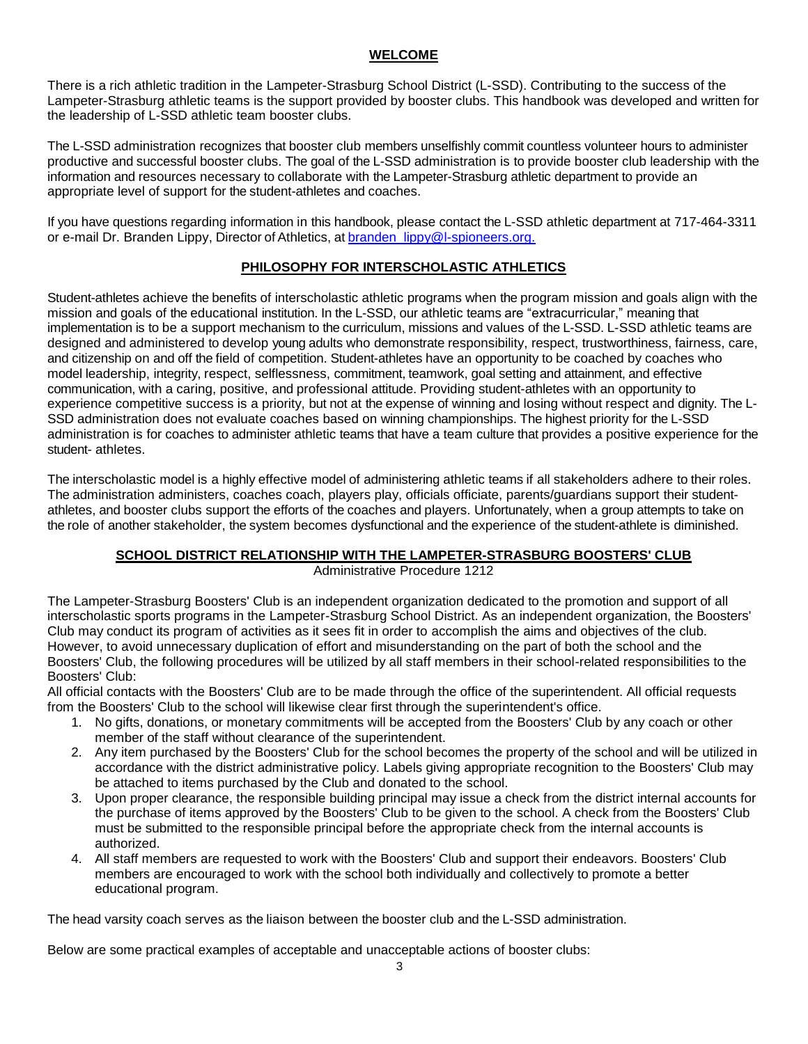## WELCOME

There is a rich athletic tradition in the Lampeter-Strasburg School District (L-SSD). Contributing to the success of the Lampeter-Strasburg athletic teams is the support provided by booster clubs. This handbook was developed and written for the leadership of L-SSD athletic team booster clubs.

The L-SSD administration recognizes that booster club members unselfishly commit countless volunteer hours to administer productive and successful booster clubs. The goal of the L-SSD administration is to provide booster club leadership with the information and resources necessary to collaborate with the Lampeter-Strasburg athletic department to provide an appropriate level of support for the student-athletes and coaches.

If you have questions regarding information in this handbook, please contact the L-SSD athletic department at 717-464-3311 or e-mail Dr. Branden Lippy, Director of Athletics, at branden_lippy@l-spioneers.org.

## PHILOSOPHY FOR INTERSCHOLASTIC ATHLETICS

Student-athletes achieve the benefits of interscholastic athletic programs when the program mission and goals align with the mission and goals of the educational institution. In the L-SSD, our athletic teams are "extracurricular," meaning that implementation is to be a support mechanism to the curriculum, missions and values of the L-SSD. L-SSD athletic teams are designed and administered to develop young adults who demonstrate responsibility, respect, trustworthiness, fairness, care, and citizenship on and off the field of competition. Student-athletes have an opportunity to be coached by coaches who model leadership, integrity, respect, selflessness, commitment, teamwork, goal setting and attainment, and effective communication, with a caring, positive, and professional attitude. Providing student-athletes with an opportunity to experience competitive success is a priority, but not at the expense of winning and losing without respect and dignity. The L-SSD administration does not evaluate coaches based on winning championships. The highest priority for the L-SSD administration is for coaches to administer athletic teams that have a team culture that provides a positive experience for the student- athletes.

The interscholastic model is a highly effective model of administering athletic teams if all stakeholders adhere to their roles. The administration administers, coaches coach, players play, officials officiate, parents/guardians support their student-athletes, and booster clubs support the efforts of the coaches and players. Unfortunately, when a group attempts to take on the role of another stakeholder, the system becomes dysfunctional and the experience of the student-athlete is diminished.

## SCHOOL DISTRICT RELATIONSHIP WITH THE LAMPETER-STRASBURG BOOSTERS' CLUB

Administrative Procedure 1212

The Lampeter-Strasburg Boosters' Club is an independent organization dedicated to the promotion and support of all interscholastic sports programs in the Lampeter-Strasburg School District. As an independent organization, the Boosters' Club may conduct its program of activities as it sees fit in order to accomplish the aims and objectives of the club. However, to avoid unnecessary duplication of effort and misunderstanding on the part of both the school and the Boosters' Club, the following procedures will be utilized by all staff members in their school-related responsibilities to the Boosters' Club:

All official contacts with the Boosters' Club are to be made through the office of the superintendent. All official requests from the Boosters' Club to the school will likewise clear first through the superintendent's office.

1. No gifts, donations, or monetary commitments will be accepted from the Boosters' Club by any coach or other member of the staff without clearance of the superintendent.
2. Any item purchased by the Boosters' Club for the school becomes the property of the school and will be utilized in accordance with the district administrative policy. Labels giving appropriate recognition to the Boosters' Club may be attached to items purchased by the Club and donated to the school.
3. Upon proper clearance, the responsible building principal may issue a check from the district internal accounts for the purchase of items approved by the Boosters' Club to be given to the school. A check from the Boosters' Club must be submitted to the responsible principal before the appropriate check from the internal accounts is authorized.
4. All staff members are requested to work with the Boosters' Club and support their endeavors. Boosters' Club members are encouraged to work with the school both individually and collectively to promote a better educational program.

The head varsity coach serves as the liaison between the booster club and the L-SSD administration.

Below are some practical examples of acceptable and unacceptable actions of booster clubs: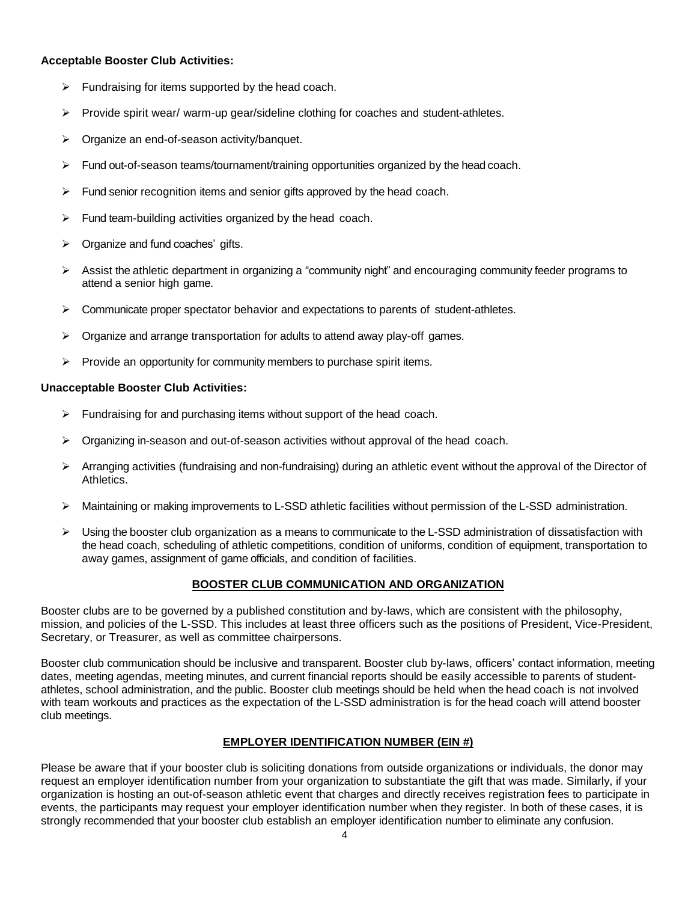**Acceptable Booster Club Activities:**

- Fundraising for items supported by the head coach.
- Provide spirit wear/ warm-up gear/sideline clothing for coaches and student-athletes.
- Organize an end-of-season activity/banquet.
- Fund out-of-season teams/tournament/training opportunities organized by the head coach.
- Fund senior recognition items and senior gifts approved by the head coach.
- Fund team-building activities organized by the head coach.
- Organize and fund coaches' gifts.
- Assist the athletic department in organizing a "community night" and encouraging community feeder programs to attend a senior high game.
- Communicate proper spectator behavior and expectations to parents of student-athletes.
- Organize and arrange transportation for adults to attend away play-off games.
- Provide an opportunity for community members to purchase spirit items.

**Unacceptable Booster Club Activities:**

- Fundraising for and purchasing items without support of the head coach.
- Organizing in-season and out-of-season activities without approval of the head coach.
- Arranging activities (fundraising and non-fundraising) during an athletic event without the approval of the Director of Athletics.
- Maintaining or making improvements to L-SSD athletic facilities without permission of the L-SSD administration.
- Using the booster club organization as a means to communicate to the L-SSD administration of dissatisfaction with the head coach, scheduling of athletic competitions, condition of uniforms, condition of equipment, transportation to away games, assignment of game officials, and condition of facilities.

## BOOSTER CLUB COMMUNICATION AND ORGANIZATION

Booster clubs are to be governed by a published constitution and by-laws, which are consistent with the philosophy, mission, and policies of the L-SSD. This includes at least three officers such as the positions of President, Vice-President, Secretary, or Treasurer, as well as committee chairpersons.

Booster club communication should be inclusive and transparent. Booster club by-laws, officers' contact information, meeting dates, meeting agendas, meeting minutes, and current financial reports should be easily accessible to parents of student-athletes, school administration, and the public. Booster club meetings should be held when the head coach is not involved with team workouts and practices as the expectation of the L-SSD administration is for the head coach will attend booster club meetings.

## EMPLOYER IDENTIFICATION NUMBER (EIN #)

Please be aware that if your booster club is soliciting donations from outside organizations or individuals, the donor may request an employer identification number from your organization to substantiate the gift that was made. Similarly, if your organization is hosting an out-of-season athletic event that charges and directly receives registration fees to participate in events, the participants may request your employer identification number when they register. In both of these cases, it is strongly recommended that your booster club establish an employer identification number to eliminate any confusion.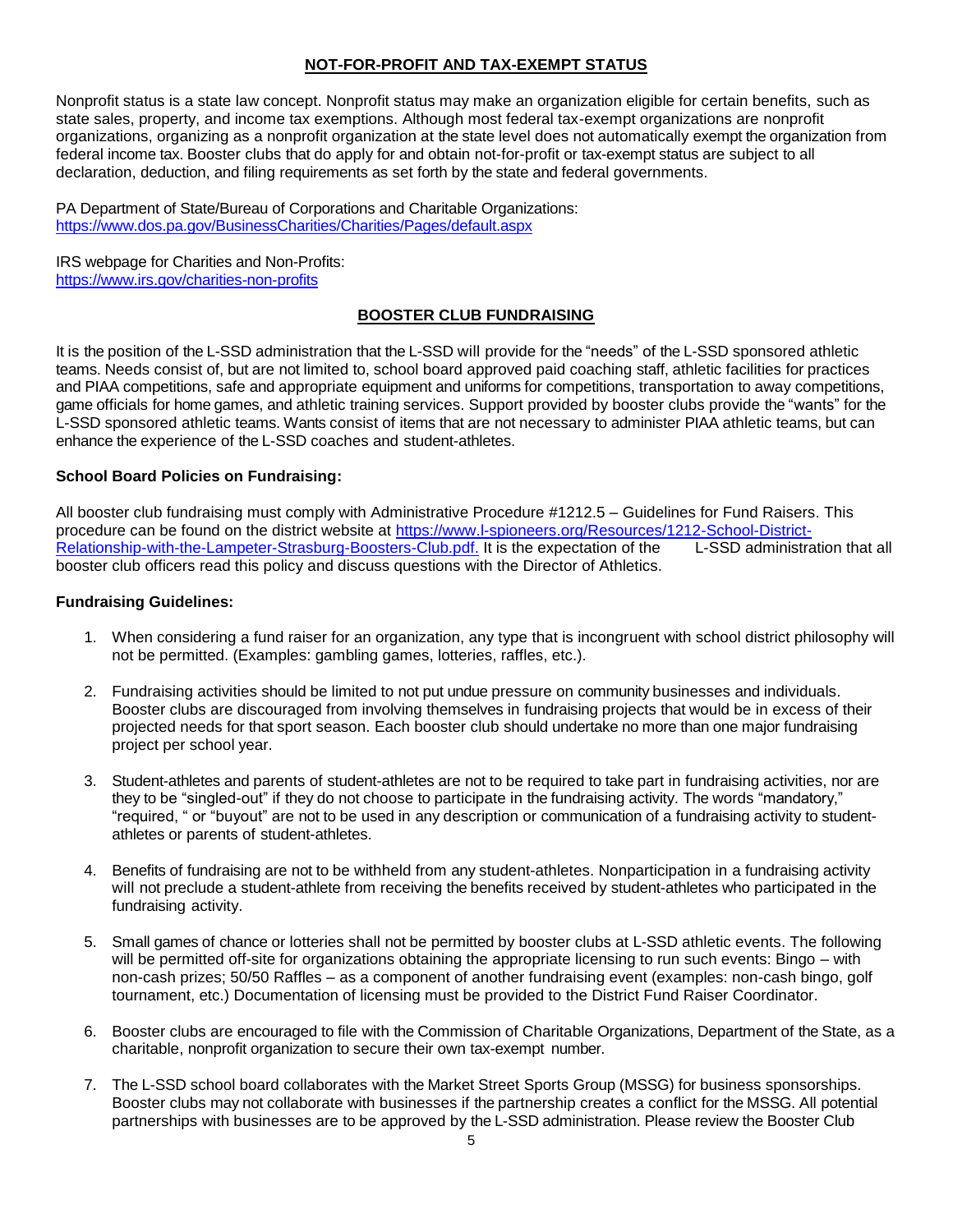## NOT-FOR-PROFIT AND TAX-EXEMPT STATUS

Nonprofit status is a state law concept. Nonprofit status may make an organization eligible for certain benefits, such as state sales, property, and income tax exemptions. Although most federal tax-exempt organizations are nonprofit organizations, organizing as a nonprofit organization at the state level does not automatically exempt the organization from federal income tax. Booster clubs that do apply for and obtain not-for-profit or tax-exempt status are subject to all declaration, deduction, and filing requirements as set forth by the state and federal governments.

PA Department of State/Bureau of Corporations and Charitable Organizations:
https://www.dos.pa.gov/BusinessCharities/Charities/Pages/default.aspx

IRS webpage for Charities and Non-Profits:
https://www.irs.gov/charities-non-profits

## BOOSTER CLUB FUNDRAISING

It is the position of the L-SSD administration that the L-SSD will provide for the "needs" of the L-SSD sponsored athletic teams. Needs consist of, but are not limited to, school board approved paid coaching staff, athletic facilities for practices and PIAA competitions, safe and appropriate equipment and uniforms for competitions, transportation to away competitions, game officials for home games, and athletic training services. Support provided by booster clubs provide the "wants" for the L-SSD sponsored athletic teams. Wants consist of items that are not necessary to administer PIAA athletic teams, but can enhance the experience of the L-SSD coaches and student-athletes.

**School Board Policies on Fundraising:**

All booster club fundraising must comply with Administrative Procedure #1212.5 – Guidelines for Fund Raisers. This procedure can be found on the district website at https://www.l-spioneers.org/Resources/1212-School-District-Relationship-with-the-Lampeter-Strasburg-Boosters-Club.pdf. It is the expectation of the L-SSD administration that all booster club officers read this policy and discuss questions with the Director of Athletics.

**Fundraising Guidelines:**

1. When considering a fund raiser for an organization, any type that is incongruent with school district philosophy will not be permitted. (Examples: gambling games, lotteries, raffles, etc.).
2. Fundraising activities should be limited to not put undue pressure on community businesses and individuals. Booster clubs are discouraged from involving themselves in fundraising projects that would be in excess of their projected needs for that sport season. Each booster club should undertake no more than one major fundraising project per school year.
3. Student-athletes and parents of student-athletes are not to be required to take part in fundraising activities, nor are they to be "singled-out" if they do not choose to participate in the fundraising activity. The words "mandatory," "required, " or "buyout" are not to be used in any description or communication of a fundraising activity to student-athletes or parents of student-athletes.
4. Benefits of fundraising are not to be withheld from any student-athletes. Nonparticipation in a fundraising activity will not preclude a student-athlete from receiving the benefits received by student-athletes who participated in the fundraising activity.
5. Small games of chance or lotteries shall not be permitted by booster clubs at L-SSD athletic events. The following will be permitted off-site for organizations obtaining the appropriate licensing to run such events: Bingo – with non-cash prizes; 50/50 Raffles – as a component of another fundraising event (examples: non-cash bingo, golf tournament, etc.) Documentation of licensing must be provided to the District Fund Raiser Coordinator.
6. Booster clubs are encouraged to file with the Commission of Charitable Organizations, Department of the State, as a charitable, nonprofit organization to secure their own tax-exempt number.
7. The L-SSD school board collaborates with the Market Street Sports Group (MSSG) for business sponsorships. Booster clubs may not collaborate with businesses if the partnership creates a conflict for the MSSG. All potential partnerships with businesses are to be approved by the L-SSD administration. Please review the Booster Club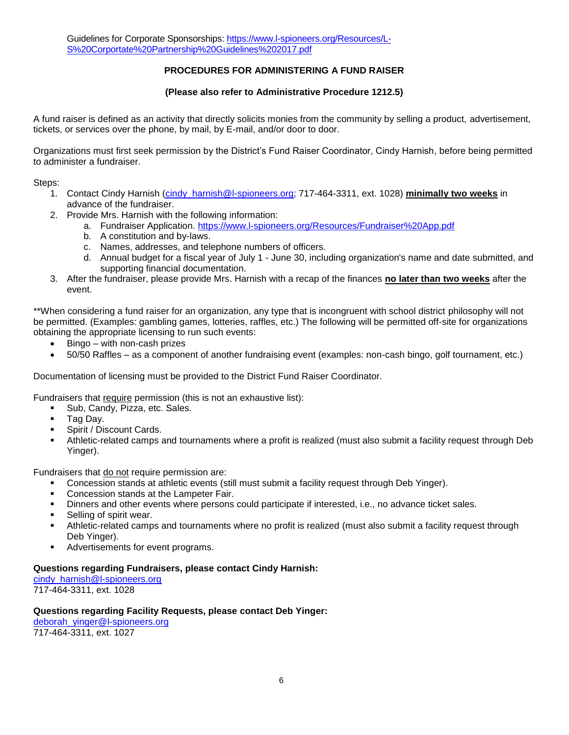Guidelines for Corporate Sponsorships: [https://www.l-spioneers.org/Resources/L-S%20Corportate%20Partnership%20Guidelines%202017.pdf](https://www.l-spioneers.org/Resources/L-S%20Corportate%20Partnership%20Guidelines%202017.pdf)

**PROCEDURES FOR ADMINISTERING A FUND RAISER**

**(Please also refer to Administrative Procedure 1212.5)**

A fund raiser is defined as an activity that directly solicits monies from the community by selling a product, advertisement, tickets, or services over the phone, by mail, by E-mail, and/or door to door.

Organizations must first seek permission by the District's Fund Raiser Coordinator, Cindy Harnish, before being permitted to administer a fundraiser.

Steps:

1. Contact Cindy Harnish (cindy_harnish@l-spioneers.org; 717-464-3311, ext. 1028) **minimally two weeks** in advance of the fundraiser.
2. Provide Mrs. Harnish with the following information:
   a. Fundraiser Application. [https://www.l-spioneers.org/Resources/Fundraiser%20App.pdf](https://www.l-spioneers.org/Resources/Fundraiser%20App.pdf)
   b. A constitution and by-laws.
   c. Names, addresses, and telephone numbers of officers.
   d. Annual budget for a fiscal year of July 1 - June 30, including organization's name and date submitted, and supporting financial documentation.
3. After the fundraiser, please provide Mrs. Harnish with a recap of the finances **no later than two weeks** after the event.

**When considering a fund raiser for an organization, any type that is incongruent with school district philosophy will not be permitted. (Examples: gambling games, lotteries, raffles, etc.) The following will be permitted off-site for organizations obtaining the appropriate licensing to run such events:

- Bingo – with non-cash prizes
- 50/50 Raffles – as a component of another fundraising event (examples: non-cash bingo, golf tournament, etc.)

Documentation of licensing must be provided to the District Fund Raiser Coordinator.

Fundraisers that require permission (this is not an exhaustive list):

- Sub, Candy, Pizza, etc. Sales.
- Tag Day.
- Spirit / Discount Cards.
- Athletic-related camps and tournaments where a profit is realized (must also submit a facility request through Deb Yinger).

Fundraisers that do not require permission are:

- Concession stands at athletic events (still must submit a facility request through Deb Yinger).
- Concession stands at the Lampeter Fair.
- Dinners and other events where persons could participate if interested, i.e., no advance ticket sales.
- Selling of spirit wear.
- Athletic-related camps and tournaments where no profit is realized (must also submit a facility request through Deb Yinger).
- Advertisements for event programs.

**Questions regarding Fundraisers, please contact Cindy Harnish:**
cindy_harnish@l-spioneers.org
717-464-3311, ext. 1028

**Questions regarding Facility Requests, please contact Deb Yinger:**
deborah_yinger@l-spioneers.org
717-464-3311, ext. 1027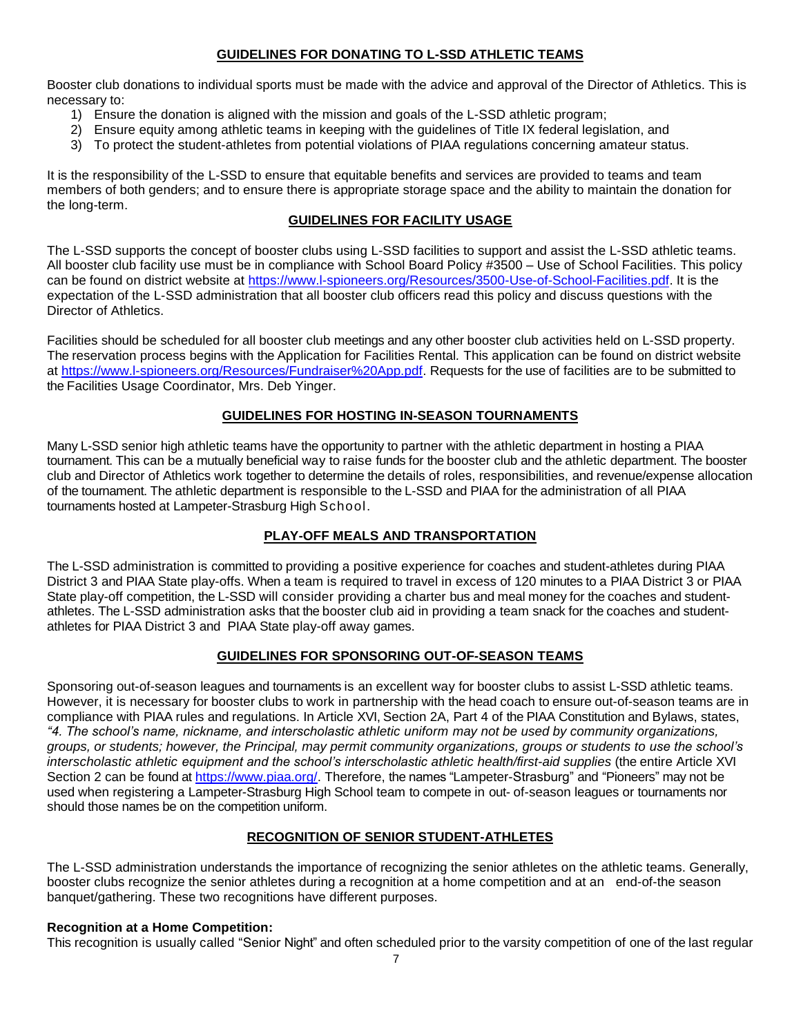## GUIDELINES FOR DONATING TO L-SSD ATHLETIC TEAMS

Booster club donations to individual sports must be made with the advice and approval of the Director of Athletics. This is necessary to:

1) Ensure the donation is aligned with the mission and goals of the L-SSD athletic program;
2) Ensure equity among athletic teams in keeping with the guidelines of Title IX federal legislation, and
3) To protect the student-athletes from potential violations of PIAA regulations concerning amateur status.

It is the responsibility of the L-SSD to ensure that equitable benefits and services are provided to teams and team members of both genders; and to ensure there is appropriate storage space and the ability to maintain the donation for the long-term.

## GUIDELINES FOR FACILITY USAGE

The L-SSD supports the concept of booster clubs using L-SSD facilities to support and assist the L-SSD athletic teams. All booster club facility use must be in compliance with School Board Policy #3500 – Use of School Facilities. This policy can be found on district website at https://www.l-spioneers.org/Resources/3500-Use-of-School-Facilities.pdf. It is the expectation of the L-SSD administration that all booster club officers read this policy and discuss questions with the Director of Athletics.

Facilities should be scheduled for all booster club meetings and any other booster club activities held on L-SSD property. The reservation process begins with the Application for Facilities Rental. This application can be found on district website at https://www.l-spioneers.org/Resources/Fundraiser%20App.pdf. Requests for the use of facilities are to be submitted to the Facilities Usage Coordinator, Mrs. Deb Yinger.

## GUIDELINES FOR HOSTING IN-SEASON TOURNAMENTS

Many L-SSD senior high athletic teams have the opportunity to partner with the athletic department in hosting a PIAA tournament. This can be a mutually beneficial way to raise funds for the booster club and the athletic department. The booster club and Director of Athletics work together to determine the details of roles, responsibilities, and revenue/expense allocation of the tournament. The athletic department is responsible to the L-SSD and PIAA for the administration of all PIAA tournaments hosted at Lampeter-Strasburg High School.

## PLAY-OFF MEALS AND TRANSPORTATION

The L-SSD administration is committed to providing a positive experience for coaches and student-athletes during PIAA District 3 and PIAA State play-offs. When a team is required to travel in excess of 120 minutes to a PIAA District 3 or PIAA State play-off competition, the L-SSD will consider providing a charter bus and meal money for the coaches and student-athletes. The L-SSD administration asks that the booster club aid in providing a team snack for the coaches and student-athletes for PIAA District 3 and PIAA State play-off away games.

## GUIDELINES FOR SPONSORING OUT-OF-SEASON TEAMS

Sponsoring out-of-season leagues and tournaments is an excellent way for booster clubs to assist L-SSD athletic teams. However, it is necessary for booster clubs to work in partnership with the head coach to ensure out-of-season teams are in compliance with PIAA rules and regulations. In Article XVI, Section 2A, Part 4 of the PIAA Constitution and Bylaws, states, *"4. The school's name, nickname, and interscholastic athletic uniform may not be used by community organizations, groups, or students; however, the Principal, may permit community organizations, groups or students to use the school's interscholastic athletic equipment and the school's interscholastic athletic health/first-aid supplies* (the entire Article XVI Section 2 can be found at https://www.piaa.org/. Therefore, the names "Lampeter-Strasburg" and "Pioneers" may not be used when registering a Lampeter-Strasburg High School team to compete in out- of-season leagues or tournaments nor should those names be on the competition uniform.

## RECOGNITION OF SENIOR STUDENT-ATHLETES

The L-SSD administration understands the importance of recognizing the senior athletes on the athletic teams. Generally, booster clubs recognize the senior athletes during a recognition at a home competition and at an end-of-the season banquet/gathering. These two recognitions have different purposes.

**Recognition at a Home Competition:**
This recognition is usually called "Senior Night" and often scheduled prior to the varsity competition of one of the last regular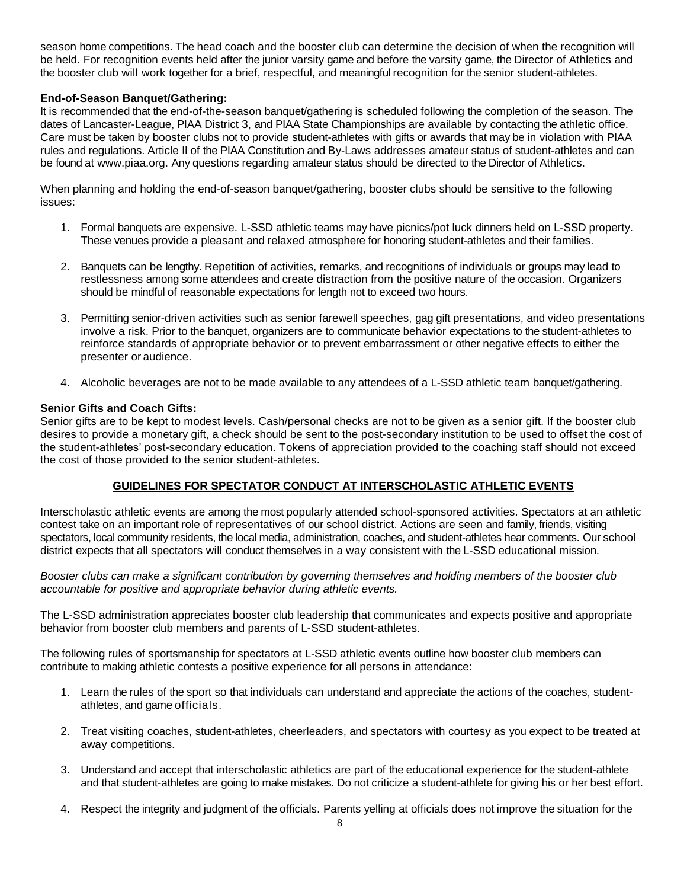season home competitions. The head coach and the booster club can determine the decision of when the recognition will be held. For recognition events held after the junior varsity game and before the varsity game, the Director of Athletics and the booster club will work together for a brief, respectful, and meaningful recognition for the senior student-athletes.

**End-of-Season Banquet/Gathering:**
It is recommended that the end-of-the-season banquet/gathering is scheduled following the completion of the season. The dates of Lancaster-League, PIAA District 3, and PIAA State Championships are available by contacting the athletic office. Care must be taken by booster clubs not to provide student-athletes with gifts or awards that may be in violation with PIAA rules and regulations. Article II of the PIAA Constitution and By-Laws addresses amateur status of student-athletes and can be found at www.piaa.org. Any questions regarding amateur status should be directed to the Director of Athletics.

When planning and holding the end-of-season banquet/gathering, booster clubs should be sensitive to the following issues:

1. Formal banquets are expensive. L-SSD athletic teams may have picnics/pot luck dinners held on L-SSD property. These venues provide a pleasant and relaxed atmosphere for honoring student-athletes and their families.

2. Banquets can be lengthy. Repetition of activities, remarks, and recognitions of individuals or groups may lead to restlessness among some attendees and create distraction from the positive nature of the occasion. Organizers should be mindful of reasonable expectations for length not to exceed two hours.

3. Permitting senior-driven activities such as senior farewell speeches, gag gift presentations, and video presentations involve a risk. Prior to the banquet, organizers are to communicate behavior expectations to the student-athletes to reinforce standards of appropriate behavior or to prevent embarrassment or other negative effects to either the presenter or audience.

4. Alcoholic beverages are not to be made available to any attendees of a L-SSD athletic team banquet/gathering.

**Senior Gifts and Coach Gifts:**
Senior gifts are to be kept to modest levels. Cash/personal checks are not to be given as a senior gift. If the booster club desires to provide a monetary gift, a check should be sent to the post-secondary institution to be used to offset the cost of the student-athletes' post-secondary education. Tokens of appreciation provided to the coaching staff should not exceed the cost of those provided to the senior student-athletes.

## GUIDELINES FOR SPECTATOR CONDUCT AT INTERSCHOLASTIC ATHLETIC EVENTS

Interscholastic athletic events are among the most popularly attended school-sponsored activities. Spectators at an athletic contest take on an important role of representatives of our school district. Actions are seen and family, friends, visiting spectators, local community residents, the local media, administration, coaches, and student-athletes hear comments. Our school district expects that all spectators will conduct themselves in a way consistent with the L-SSD educational mission.

*Booster clubs can make a significant contribution by governing themselves and holding members of the booster club accountable for positive and appropriate behavior during athletic events.*

The L-SSD administration appreciates booster club leadership that communicates and expects positive and appropriate behavior from booster club members and parents of L-SSD student-athletes.

The following rules of sportsmanship for spectators at L-SSD athletic events outline how booster club members can contribute to making athletic contests a positive experience for all persons in attendance:

1. Learn the rules of the sport so that individuals can understand and appreciate the actions of the coaches, student-athletes, and game officials.

2. Treat visiting coaches, student-athletes, cheerleaders, and spectators with courtesy as you expect to be treated at away competitions.

3. Understand and accept that interscholastic athletics are part of the educational experience for the student-athlete and that student-athletes are going to make mistakes. Do not criticize a student-athlete for giving his or her best effort.

4. Respect the integrity and judgment of the officials. Parents yelling at officials does not improve the situation for the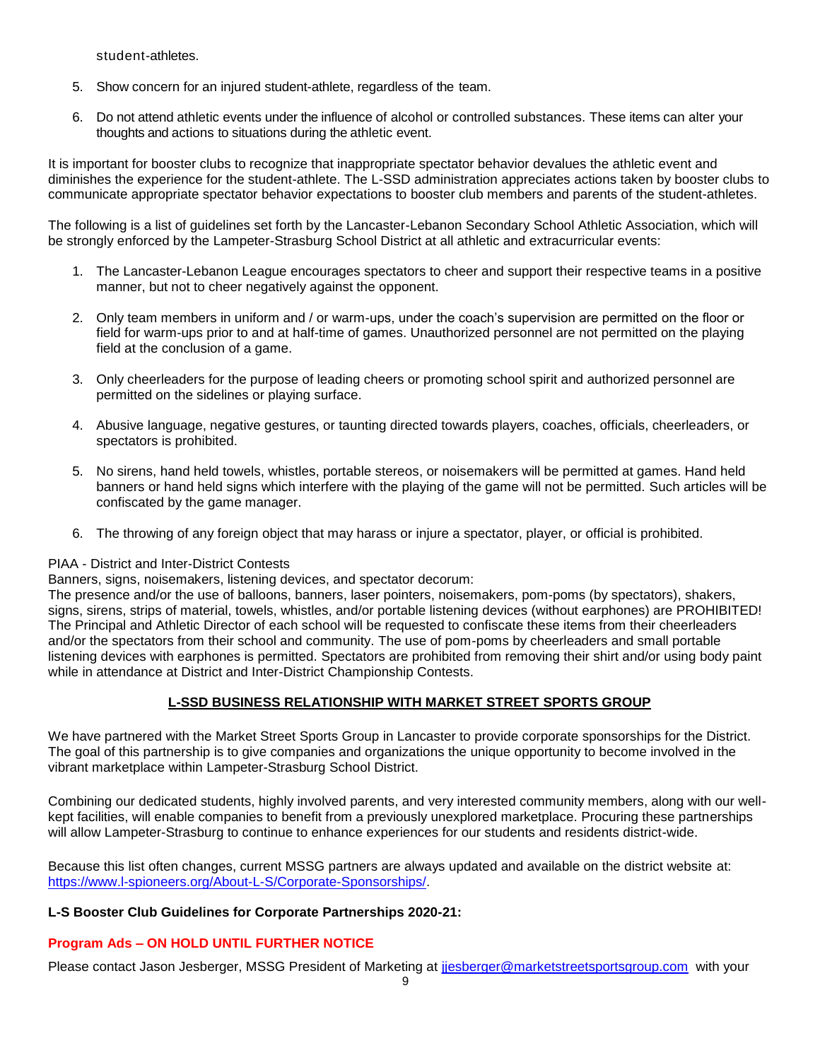student-athletes.

5. Show concern for an injured student-athlete, regardless of the team.

6. Do not attend athletic events under the influence of alcohol or controlled substances. These items can alter your thoughts and actions to situations during the athletic event.

It is important for booster clubs to recognize that inappropriate spectator behavior devalues the athletic event and diminishes the experience for the student-athlete. The L-SSD administration appreciates actions taken by booster clubs to communicate appropriate spectator behavior expectations to booster club members and parents of the student-athletes.

The following is a list of guidelines set forth by the Lancaster-Lebanon Secondary School Athletic Association, which will be strongly enforced by the Lampeter-Strasburg School District at all athletic and extracurricular events:

1. The Lancaster-Lebanon League encourages spectators to cheer and support their respective teams in a positive manner, but not to cheer negatively against the opponent.

2. Only team members in uniform and / or warm-ups, under the coach's supervision are permitted on the floor or field for warm-ups prior to and at half-time of games. Unauthorized personnel are not permitted on the playing field at the conclusion of a game.

3. Only cheerleaders for the purpose of leading cheers or promoting school spirit and authorized personnel are permitted on the sidelines or playing surface.

4. Abusive language, negative gestures, or taunting directed towards players, coaches, officials, cheerleaders, or spectators is prohibited.

5. No sirens, hand held towels, whistles, portable stereos, or noisemakers will be permitted at games. Hand held banners or hand held signs which interfere with the playing of the game will not be permitted. Such articles will be confiscated by the game manager.

6. The throwing of any foreign object that may harass or injure a spectator, player, or official is prohibited.

PIAA - District and Inter-District Contests
Banners, signs, noisemakers, listening devices, and spectator decorum:
The presence and/or the use of balloons, banners, laser pointers, noisemakers, pom-poms (by spectators), shakers, signs, sirens, strips of material, towels, whistles, and/or portable listening devices (without earphones) are PROHIBITED! The Principal and Athletic Director of each school will be requested to confiscate these items from their cheerleaders and/or the spectators from their school and community. The use of pom-poms by cheerleaders and small portable listening devices with earphones is permitted. Spectators are prohibited from removing their shirt and/or using body paint while in attendance at District and Inter-District Championship Contests.

## L-SSD BUSINESS RELATIONSHIP WITH MARKET STREET SPORTS GROUP

We have partnered with the Market Street Sports Group in Lancaster to provide corporate sponsorships for the District. The goal of this partnership is to give companies and organizations the unique opportunity to become involved in the vibrant marketplace within Lampeter-Strasburg School District.

Combining our dedicated students, highly involved parents, and very interested community members, along with our well-kept facilities, will enable companies to benefit from a previously unexplored marketplace. Procuring these partnerships will allow Lampeter-Strasburg to continue to enhance experiences for our students and residents district-wide.

Because this list often changes, current MSSG partners are always updated and available on the district website at: [https://www.l-spioneers.org/About-L-S/Corporate-Sponsorships/](https://www.l-spioneers.org/About-L-S/Corporate-Sponsorships/).

### L-S Booster Club Guidelines for Corporate Partnerships 2020-21:

**Program Ads – ON HOLD UNTIL FURTHER NOTICE**

Please contact Jason Jesberger, MSSG President of Marketing at [jjesberger@marketstreetsportsgroup.com](mailto:jjesberger@marketstreetsportsgroup.com) with your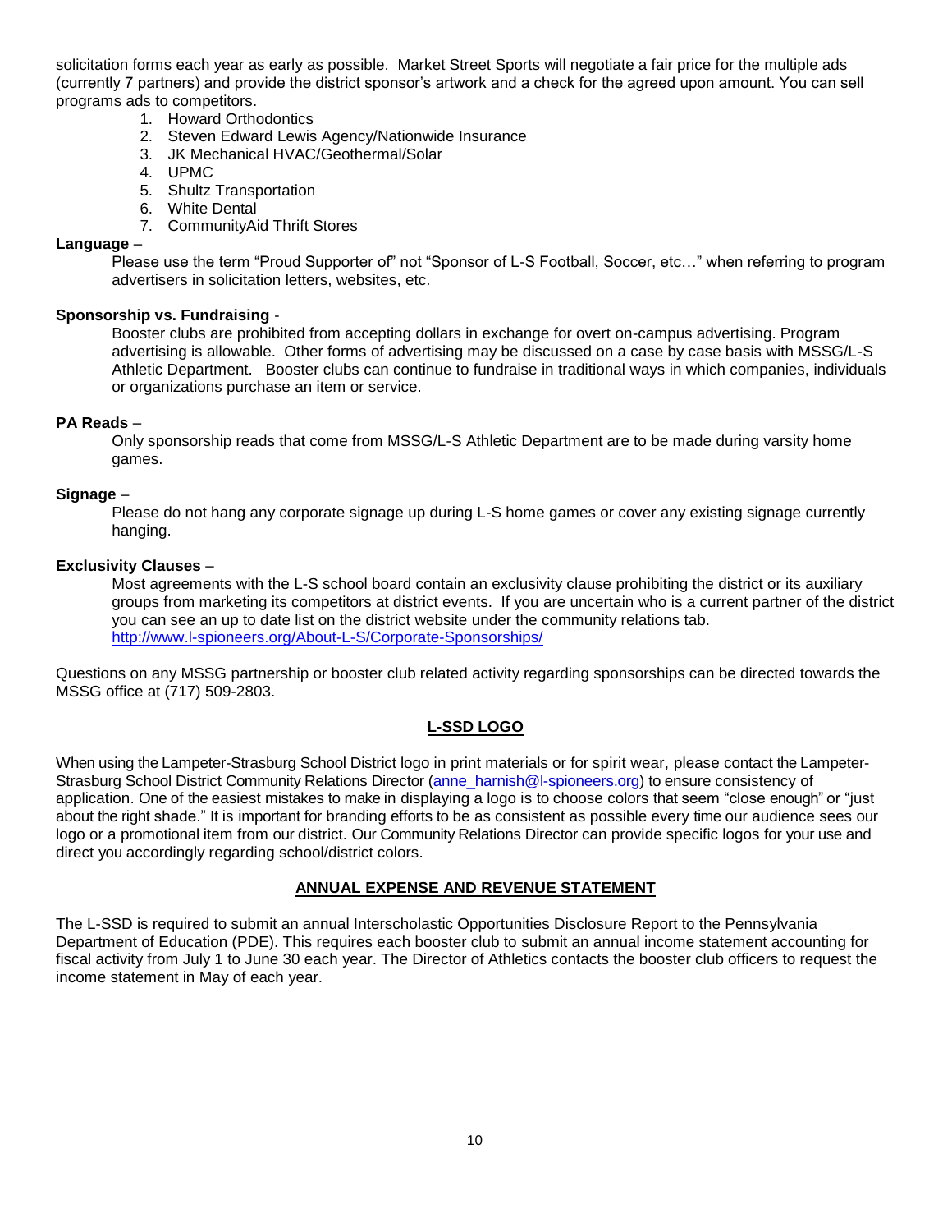solicitation forms each year as early as possible. Market Street Sports will negotiate a fair price for the multiple ads (currently 7 partners) and provide the district sponsor's artwork and a check for the agreed upon amount. You can sell programs ads to competitors.

1. Howard Orthodontics
2. Steven Edward Lewis Agency/Nationwide Insurance
3. JK Mechanical HVAC/Geothermal/Solar
4. UPMC
5. Shultz Transportation
6. White Dental
7. CommunityAid Thrift Stores

**Language** –

Please use the term "Proud Supporter of" not "Sponsor of L-S Football, Soccer, etc…" when referring to program advertisers in solicitation letters, websites, etc.

**Sponsorship vs. Fundraising** -

Booster clubs are prohibited from accepting dollars in exchange for overt on-campus advertising. Program advertising is allowable. Other forms of advertising may be discussed on a case by case basis with MSSG/L-S Athletic Department. Booster clubs can continue to fundraise in traditional ways in which companies, individuals or organizations purchase an item or service.

**PA Reads** –

Only sponsorship reads that come from MSSG/L-S Athletic Department are to be made during varsity home games.

**Signage** –

Please do not hang any corporate signage up during L-S home games or cover any existing signage currently hanging.

**Exclusivity Clauses** –

Most agreements with the L-S school board contain an exclusivity clause prohibiting the district or its auxiliary groups from marketing its competitors at district events. If you are uncertain who is a current partner of the district you can see an up to date list on the district website under the community relations tab. http://www.l-spioneers.org/About-L-S/Corporate-Sponsorships/

Questions on any MSSG partnership or booster club related activity regarding sponsorships can be directed towards the MSSG office at (717) 509-2803.

## L-SSD LOGO

When using the Lampeter-Strasburg School District logo in print materials or for spirit wear, please contact the Lampeter-Strasburg School District Community Relations Director (anne_harnish@l-spioneers.org) to ensure consistency of application. One of the easiest mistakes to make in displaying a logo is to choose colors that seem "close enough" or "just about the right shade." It is important for branding efforts to be as consistent as possible every time our audience sees our logo or a promotional item from our district. Our Community Relations Director can provide specific logos for your use and direct you accordingly regarding school/district colors.

## ANNUAL EXPENSE AND REVENUE STATEMENT

The L-SSD is required to submit an annual Interscholastic Opportunities Disclosure Report to the Pennsylvania Department of Education (PDE). This requires each booster club to submit an annual income statement accounting for fiscal activity from July 1 to June 30 each year. The Director of Athletics contacts the booster club officers to request the income statement in May of each year.